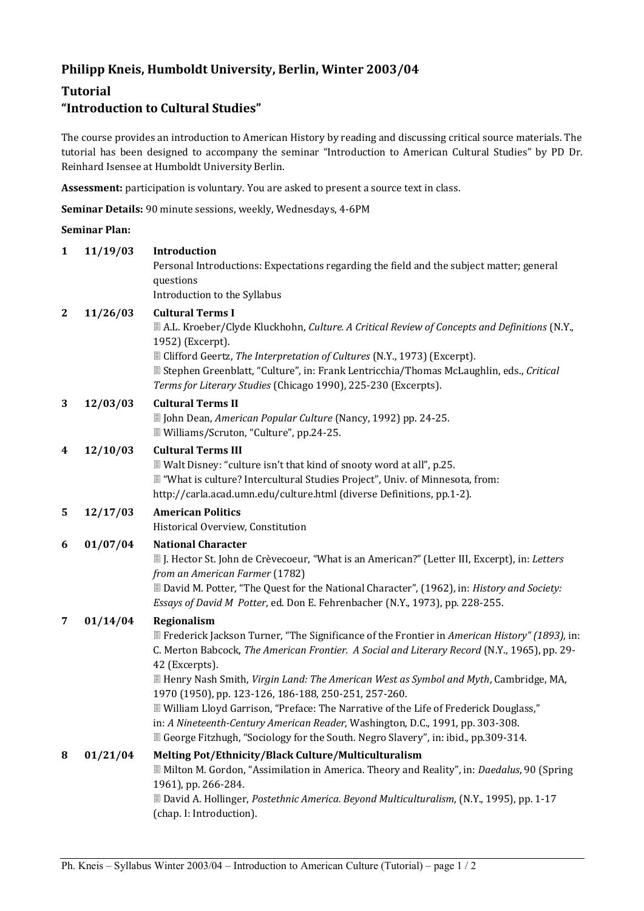## Philipp Kneis, Humboldt University, Berlin, Winter 2003/04

## Tutorial

## "Introduction to Cultural Studies"

The course provides an introduction to American History by reading and discussing critical source materials. The tutorial has been designed to accompany the seminar "Introduction to American Cultural Studies" by PD Dr. Reinhard Isensee at Humboldt University Berlin.

**Assessment:** participation is voluntary. You are asked to present a source text in class.

**Seminar Details:** 90 minute sessions, weekly, Wednesdays, 4-6PM

**Seminar Plan:**

**1 11/19/03 Introduction**

Personal Introductions: Expectations regarding the field and the subject matter; general questions

Introduction to the Syllabus

**2 11/26/03 Cultural Terms I**

- A.L. Kroeber/Clyde Kluckhohn, *Culture. A Critical Review of Concepts and Definitions* (N.Y., 1952) (Excerpt).
- Clifford Geertz, *The Interpretation of Cultures* (N.Y., 1973) (Excerpt).
- Stephen Greenblatt, "Culture", in: Frank Lentricchia/Thomas McLaughlin, eds., *Critical Terms for Literary Studies* (Chicago 1990), 225-230 (Excerpts).

**3 12/03/03 Cultural Terms II**

- John Dean, *American Popular Culture* (Nancy, 1992) pp. 24-25.
- Williams/Scruton, "Culture", pp.24-25.

**4 12/10/03 Cultural Terms III**

- Walt Disney: "culture isn't that kind of snooty word at all", p.25.
- "What is culture? Intercultural Studies Project", Univ. of Minnesota, from: http://carla.acad.umn.edu/culture.html (diverse Definitions, pp.1-2).

**5 12/17/03 American Politics**

Historical Overview, Constitution

**6 01/07/04 National Character**

- J. Hector St. John de Crèvecoeur, "What is an American?" (Letter III, Excerpt), in: *Letters from an American Farmer* (1782)
- David M. Potter, "The Quest for the National Character", (1962), in: *History and Society: Essays of David M Potter*, ed. Don E. Fehrenbacher (N.Y., 1973), pp. 228-255.

**7 01/14/04 Regionalism**

- Frederick Jackson Turner, "The Significance of the Frontier in *American History" (1893),* in: C. Merton Babcock, *The American Frontier. A Social and Literary Record* (N.Y., 1965), pp. 29-42 (Excerpts).
- Henry Nash Smith, *Virgin Land: The American West as Symbol and Myth*, Cambridge, MA, 1970 (1950), pp. 123-126, 186-188, 250-251, 257-260.
- William Lloyd Garrison, "Preface: The Narrative of the Life of Frederick Douglass," in: *A Nineteenth-Century American Reader*, Washington, D.C., 1991, pp. 303-308.
- George Fitzhugh, "Sociology for the South. Negro Slavery", in: ibid., pp.309-314.

**8 01/21/04 Melting Pot/Ethnicity/Black Culture/Multiculturalism**

- Milton M. Gordon, "Assimilation in America. Theory and Reality", in: *Daedalus*, 90 (Spring 1961), pp. 266-284.
- David A. Hollinger, *Postethnic America. Beyond Multiculturalism*, (N.Y., 1995), pp. 1-17 (chap. I: Introduction).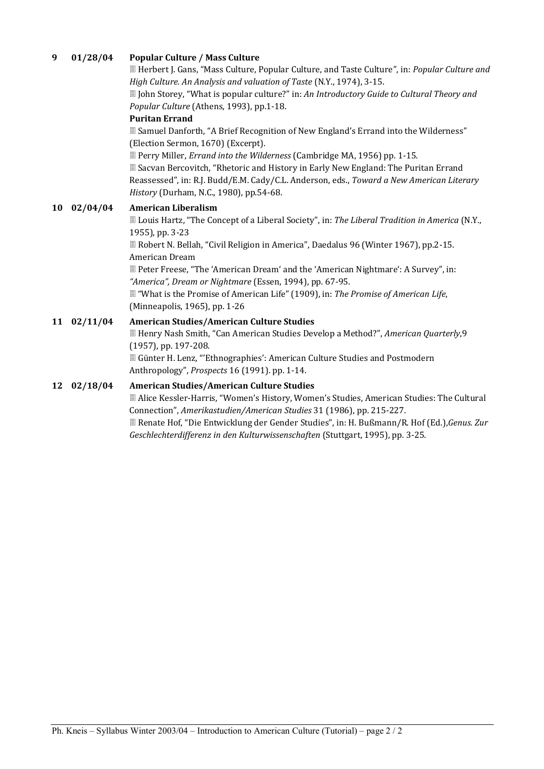**9 01/28/04 Popular Culture / Mass Culture**

- Herbert J. Gans, "Mass Culture, Popular Culture, and Taste Culture", in: *Popular Culture and High Culture. An Analysis and valuation of Taste* (N.Y., 1974), 3-15.
- John Storey, "What is popular culture?" in: *An Introductory Guide to Cultural Theory and Popular Culture* (Athens, 1993), pp.1-18.

**Puritan Errand**

- Samuel Danforth, "A Brief Recognition of New England's Errand into the Wilderness" (Election Sermon, 1670) (Excerpt).
- Perry Miller, *Errand into the Wilderness* (Cambridge MA, 1956) pp. 1-15.
- Sacvan Bercovitch, "Rhetoric and History in Early New England: The Puritan Errand Reassessed", in: R.J. Budd/E.M. Cady/C.L. Anderson, eds., *Toward a New American Literary History* (Durham, N.C., 1980), pp.54-68.

**10 02/04/04 American Liberalism**

- Louis Hartz, "The Concept of a Liberal Society", in: *The Liberal Tradition in America* (N.Y., 1955), pp. 3-23
- Robert N. Bellah, "Civil Religion in America", Daedalus 96 (Winter 1967), pp.2-15.

American Dream

- Peter Freese, "The 'American Dream' and the 'American Nightmare': A Survey", in: *"America", Dream or Nightmare* (Essen, 1994), pp. 67-95.
- "What is the Promise of American Life" (1909), in: *The Promise of American Life*, (Minneapolis, 1965), pp. 1-26

**11 02/11/04 American Studies/American Culture Studies**

- Henry Nash Smith, "Can American Studies Develop a Method?", *American Quarterly*,9 (1957), pp. 197-208.
- Günter H. Lenz, "'Ethnographies': American Culture Studies and Postmodern Anthropology", *Prospects* 16 (1991). pp. 1-14.

**12 02/18/04 American Studies/American Culture Studies**

- Alice Kessler-Harris, "Women's History, Women's Studies, American Studies: The Cultural Connection", *Amerikastudien/American Studies* 31 (1986), pp. 215-227.
- Renate Hof, "Die Entwicklung der Gender Studies", in: H. Bußmann/R. Hof (Ed.),*Genus. Zur Geschlechterdifferenz in den Kulturwissenschaften* (Stuttgart, 1995), pp. 3-25.